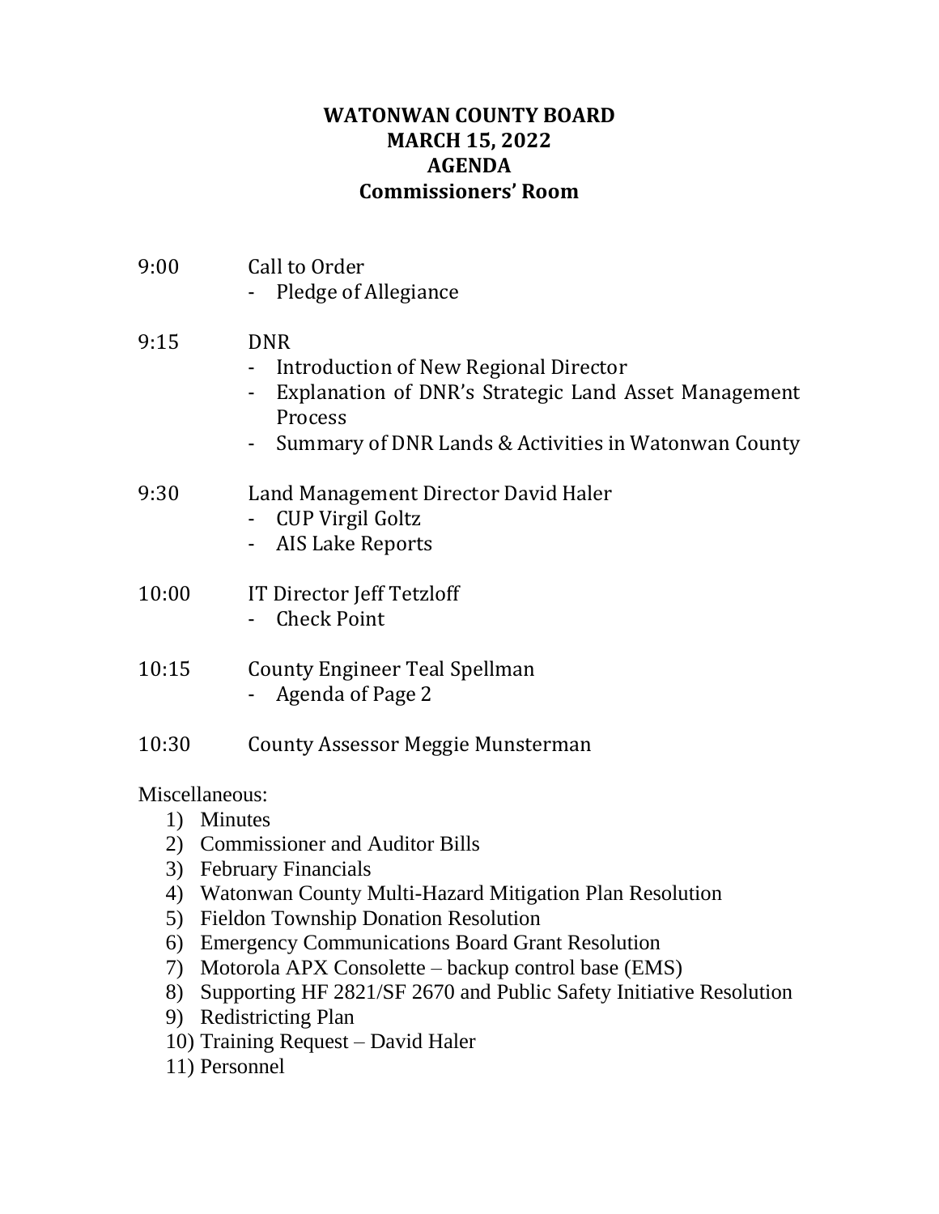# WATONWAN COUNTY BOARD
# MARCH 15, 2022
# AGENDA
# Commissioners' Room

9:00 Call to Order
- Pledge of Allegiance

9:15 DNR
- Introduction of New Regional Director
- Explanation of DNR's Strategic Land Asset Management Process
- Summary of DNR Lands & Activities in Watonwan County

9:30 Land Management Director David Haler
- CUP Virgil Goltz
- AIS Lake Reports

10:00 IT Director Jeff Tetzloff
- Check Point

10:15 County Engineer Teal Spellman
- Agenda of Page 2

10:30 County Assessor Meggie Munsterman

Miscellaneous:
1) Minutes
2) Commissioner and Auditor Bills
3) February Financials
4) Watonwan County Multi-Hazard Mitigation Plan Resolution
5) Fieldon Township Donation Resolution
6) Emergency Communications Board Grant Resolution
7) Motorola APX Consolette – backup control base (EMS)
8) Supporting HF 2821/SF 2670 and Public Safety Initiative Resolution
9) Redistricting Plan
10) Training Request – David Haler
11) Personnel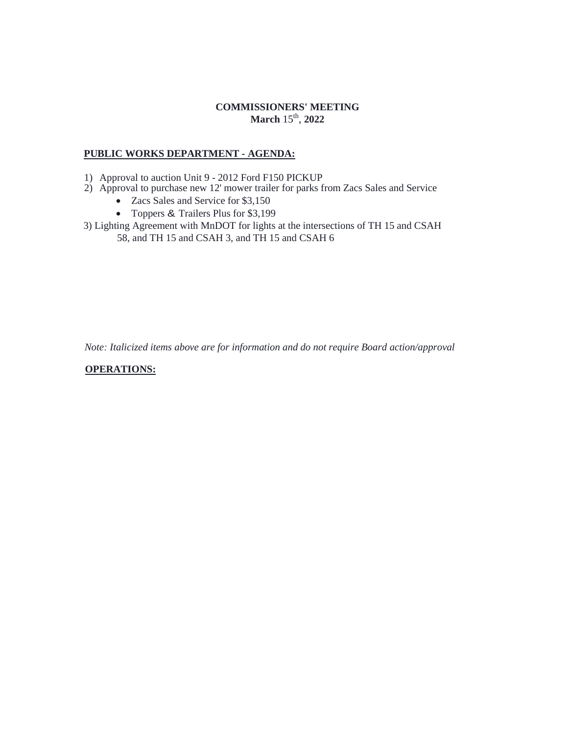**COMMISSIONERS' MEETING**
**March** 15th, **2022**

**PUBLIC WORKS DEPARTMENT - AGENDA:**

1) Approval to auction Unit 9 - 2012 Ford F150 PICKUP
2) Approval to purchase new 12' mower trailer for parks from Zacs Sales and Service
   - Zacs Sales and Service for $3,150
   - Toppers & Trailers Plus for $3,199
3) Lighting Agreement with MnDOT for lights at the intersections of TH 15 and CSAH 58, and TH 15 and CSAH 3, and TH 15 and CSAH 6

*Note: Italicized items above are for information and do not require Board action/approval*

**OPERATIONS:**